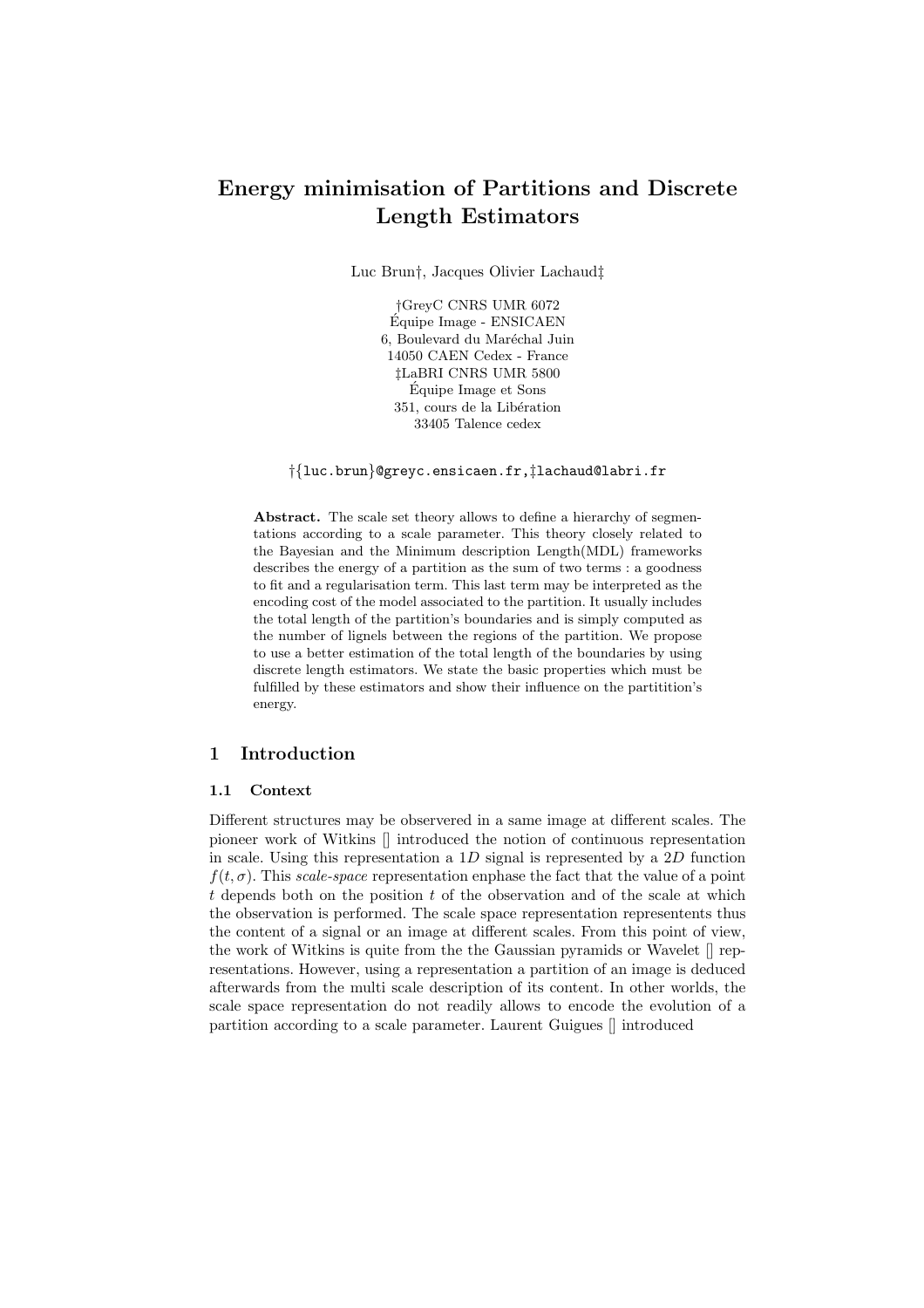# Energy minimisation of Partitions and Discrete Length Estimators

Luc Brun†, Jacques Olivier Lachaud‡

†GreyC CNRS UMR 6072
Équipe Image - ENSICAEN
6, Boulevard du Maréchal Juin
14050 CAEN Cedex - France
‡LaBRI CNRS UMR 5800
Équipe Image et Sons
351, cours de la Libération
33405 Talence cedex

†{luc.brun}@greyc.ensicaen.fr,‡lachaud@labri.fr

**Abstract.** The scale set theory allows to define a hierarchy of segmentations according to a scale parameter. This theory closely related to the Bayesian and the Minimum description Length(MDL) frameworks describes the energy of a partition as the sum of two terms : a goodness to fit and a regularisation term. This last term may be interpreted as the encoding cost of the model associated to the partition. It usually includes the total length of the partition's boundaries and is simply computed as the number of lignels between the regions of the partition. We propose to use a better estimation of the total length of the boundaries by using discrete length estimators. We state the basic properties which must be fulfilled by these estimators and show their influence on the partitition's energy.

## 1 Introduction

### 1.1 Context

Different structures may be observered in a same image at different scales. The pioneer work of Witkins [] introduced the notion of continuous representation in scale. Using this representation a $1D$ signal is represented by a $2D$ function $f(t, \sigma)$. This *scale-space* representation enphase the fact that the value of a point $t$ depends both on the position $t$ of the observation and of the scale at which the observation is performed. The scale space representation representents thus the content of a signal or an image at different scales. From this point of view, the work of Witkins is quite from the the Gaussian pyramids or Wavelet [] representations. However, using a representation a partition of an image is deduced afterwards from the multi scale description of its content. In other worlds, the scale space representation do not readily allows to encode the evolution of a partition according to a scale parameter. Laurent Guigues [] introduced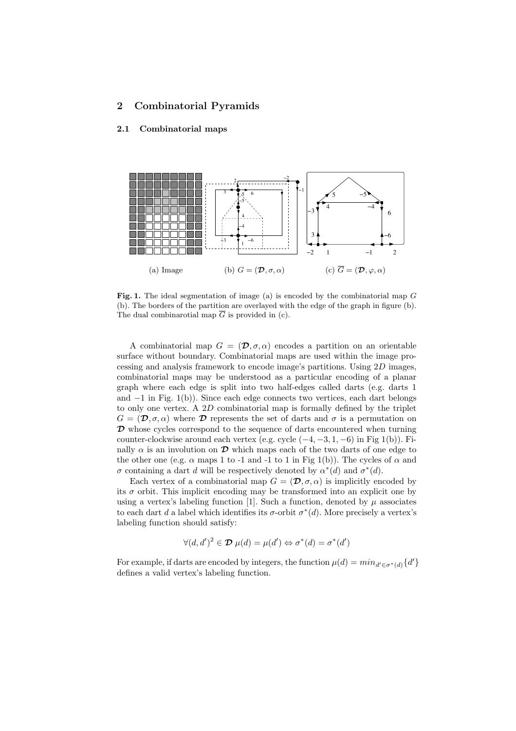## 2 Combinatorial Pyramids

### 2.1 Combinatorial maps

(a) Image (b) $G = (\mathcal{D}, \sigma, \alpha)$ (c) $\overline{G} = (\mathcal{D}, \varphi, \alpha)$

**Fig. 1.** The ideal segmentation of image (a) is encoded by the combinatorial map $G$ (b). The borders of the partition are overlayed with the edge of the graph in figure (b). The dual combinarotial map $\overline{G}$ is provided in (c).

A combinatorial map $G = (\mathcal{D}, \sigma, \alpha)$ encodes a partition on an orientable surface without boundary. Combinatorial maps are used within the image processing and analysis framework to encode image's partitions. Using $2D$ images, combinatorial maps may be understood as a particular encoding of a planar graph where each edge is split into two half-edges called darts (e.g. darts 1 and $-1$ in Fig. 1(b)). Since each edge connects two vertices, each dart belongs to only one vertex. A $2D$ combinatorial map is formally defined by the triplet $G = (\mathcal{D}, \sigma, \alpha)$ where $\mathcal{D}$ represents the set of darts and $\sigma$ is a permutation on $\mathcal{D}$ whose cycles correspond to the sequence of darts encountered when turning counter-clockwise around each vertex (e.g. cycle $(-4, -3, 1, -6)$ in Fig 1(b)). Finally $\alpha$ is an involution on $\mathcal{D}$ which maps each of the two darts of one edge to the other one (e.g. $\alpha$ maps 1 to -1 and -1 to 1 in Fig 1(b)). The cycles of $\alpha$ and $\sigma$ containing a dart $d$ will be respectively denoted by $\alpha^*(d)$ and $\sigma^*(d)$.

Each vertex of a combinatorial map $G = (\mathcal{D}, \sigma, \alpha)$ is implicitly encoded by its $\sigma$ orbit. This implicit encoding may be transformed into an explicit one by using a vertex's labeling function [1]. Such a function, denoted by $\mu$ associates to each dart $d$ a label which identifies its $\sigma$-orbit $\sigma^*(d)$. More precisely a vertex's labeling function should satisfy:

$$\forall (d, d')^2 \in \mathcal{D} \ \mu(d) = \mu(d') \Leftrightarrow \sigma^*(d) = \sigma^*(d')$$

For example, if darts are encoded by integers, the function $\mu(d) = min_{d' \in \sigma^*(d)}\{d'\}$ defines a valid vertex's labeling function.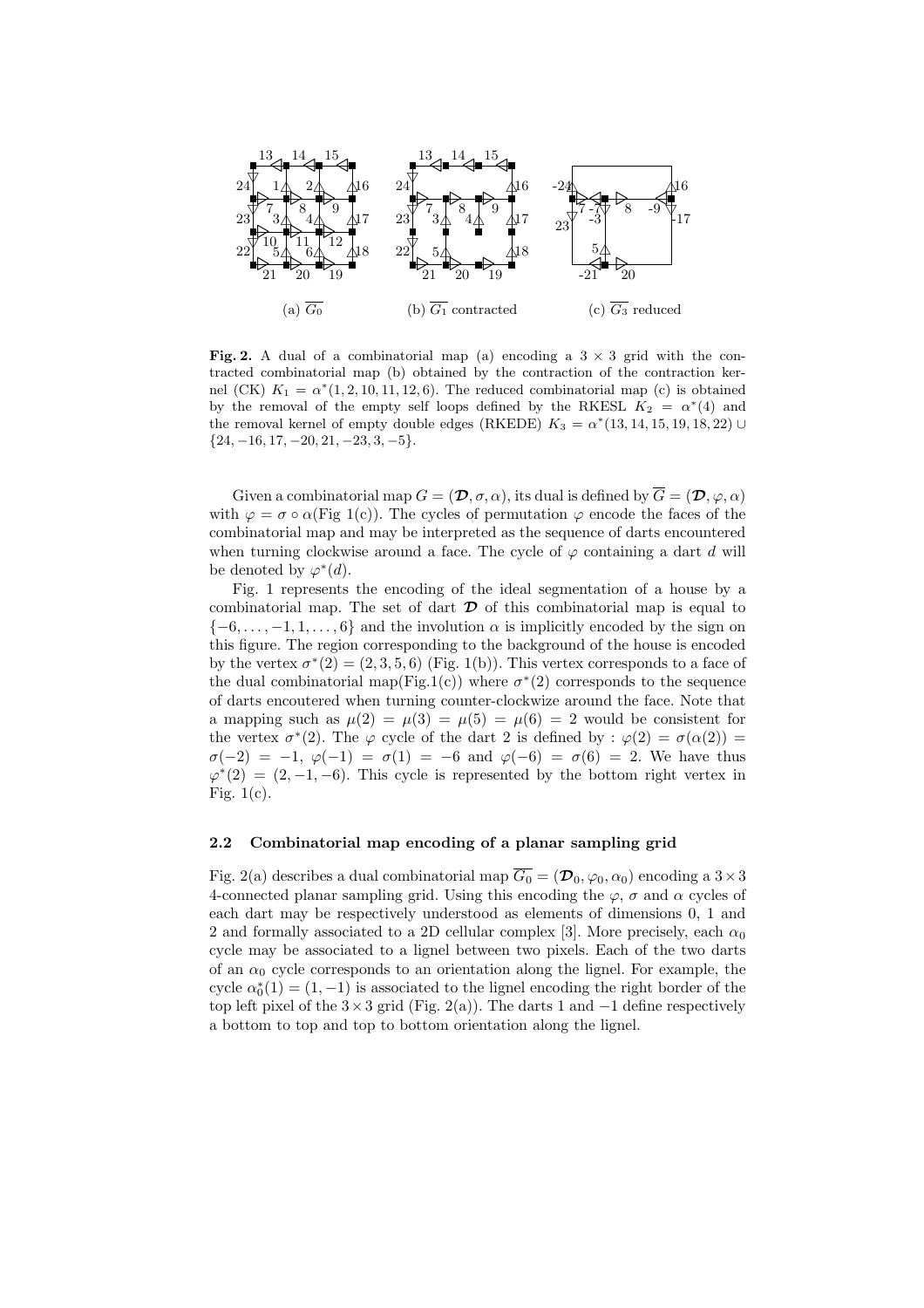(a) $\overline{G_0}$ (b) $\overline{G_1}$ contracted (c) $\overline{G_3}$ reduced

**Fig. 2.** A dual of a combinatorial map (a) encoding a $3 \times 3$ grid with the contracted combinatorial map (b) obtained by the contraction of the contraction kernel (CK) $K_1 = \alpha^*(1, 2, 10, 11, 12, 6)$. The reduced combinatorial map (c) is obtained by the removal of the empty self loops defined by the RKESL $K_2 = \alpha^*(4)$ and the removal kernel of empty double edges (RKEDE) $K_3 = \alpha^*(13, 14, 15, 19, 18, 22) \cup \{24, -16, 17, -20, 21, -23, 3, -5\}$.

Given a combinatorial map $G = (\boldsymbol{\mathcal{D}}, \sigma, \alpha)$, its dual is defined by $\overline{G} = (\boldsymbol{\mathcal{D}}, \varphi, \alpha)$ with $\varphi = \sigma \circ \alpha$(Fig 1(c)). The cycles of permutation $\varphi$ encode the faces of the combinatorial map and may be interpreted as the sequence of darts encountered when turning clockwise around a face. The cycle of $\varphi$ containing a dart $d$ will be denoted by $\varphi^*(d)$.

Fig. 1 represents the encoding of the ideal segmentation of a house by a combinatorial map. The set of dart $\boldsymbol{\mathcal{D}}$ of this combinatorial map is equal to $\{-6, \ldots, -1, 1, \ldots, 6\}$ and the involution $\alpha$ is implicitly encoded by the sign on this figure. The region corresponding to the background of the house is encoded by the vertex $\sigma^*(2) = (2, 3, 5, 6)$ (Fig. 1(b)). This vertex corresponds to a face of the dual combinatorial map(Fig.1(c)) where $\sigma^*(2)$ corresponds to the sequence of darts encoutered when turning counter-clockwize around the face. Note that a mapping such as $\mu(2) = \mu(3) = \mu(5) = \mu(6) = 2$ would be consistent for the vertex $\sigma^*(2)$. The $\varphi$ cycle of the dart 2 is defined by : $\varphi(2) = \sigma(\alpha(2)) = \sigma(-2) = -1$, $\varphi(-1) = \sigma(1) = -6$ and $\varphi(-6) = \sigma(6) = 2$. We have thus $\varphi^*(2) = (2, -1, -6)$. This cycle is represented by the bottom right vertex in Fig. 1(c).

### 2.2 Combinatorial map encoding of a planar sampling grid

Fig. 2(a) describes a dual combinatorial map $\overline{G_0} = (\boldsymbol{\mathcal{D}}_0, \varphi_0, \alpha_0)$ encoding a $3 \times 3$ 4-connected planar sampling grid. Using this encoding the $\varphi$, $\sigma$ and $\alpha$ cycles of each dart may be respectively understood as elements of dimensions 0, 1 and 2 and formally associated to a 2D cellular complex [3]. More precisely, each $\alpha_0$ cycle may be associated to a lignel between two pixels. Each of the two darts of an $\alpha_0$ cycle corresponds to an orientation along the lignel. For example, the cycle $\alpha_0^*(1) = (1, -1)$ is associated to the lignel encoding the right border of the top left pixel of the $3 \times 3$ grid (Fig. 2(a)). The darts 1 and $-1$ define respectively a bottom to top and top to bottom orientation along the lignel.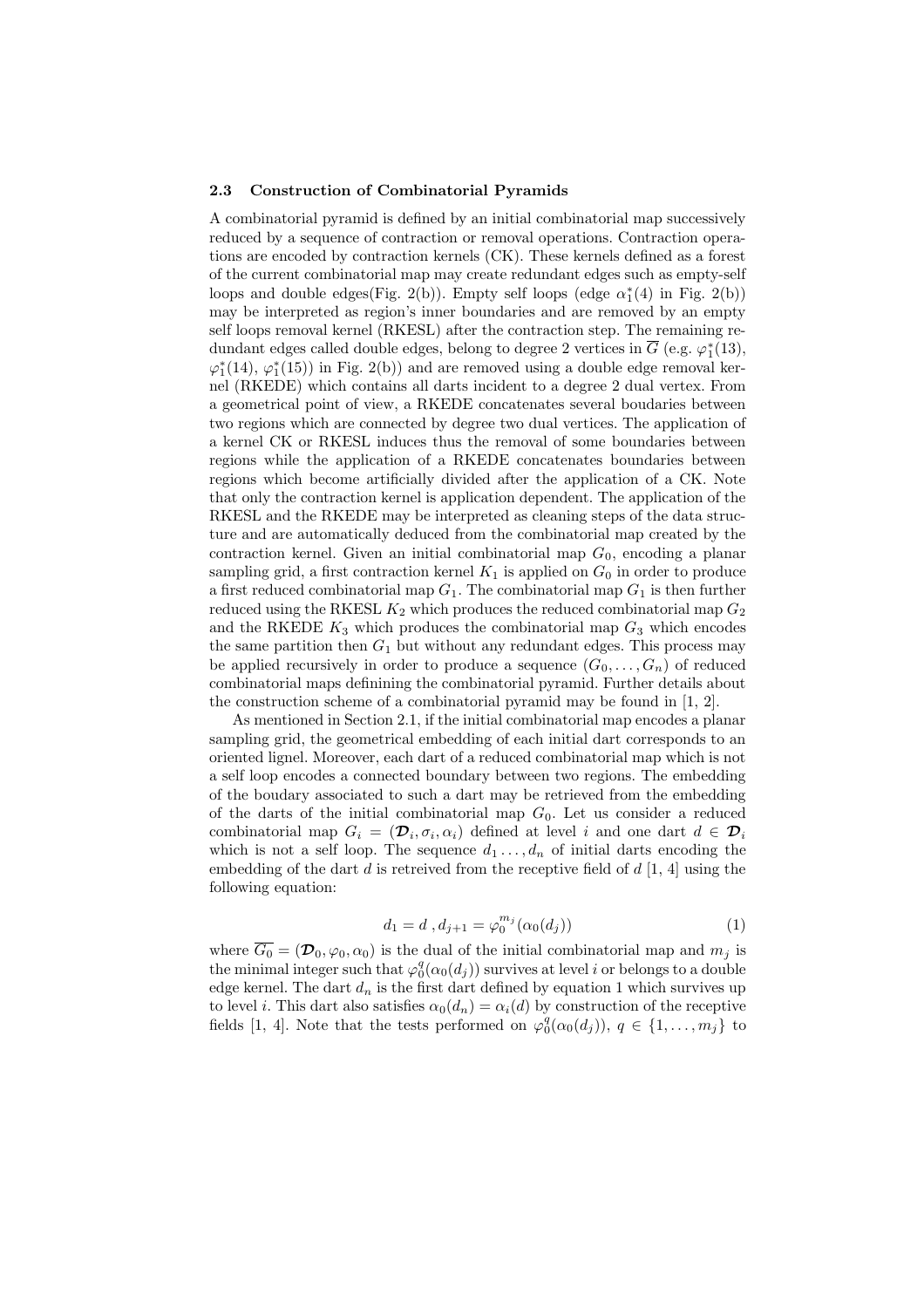### 2.3 Construction of Combinatorial Pyramids

A combinatorial pyramid is defined by an initial combinatorial map successively reduced by a sequence of contraction or removal operations. Contraction operations are encoded by contraction kernels (CK). These kernels defined as a forest of the current combinatorial map may create redundant edges such as empty-self loops and double edges(Fig. 2(b)). Empty self loops (edge $\alpha_1^*(4)$ in Fig. 2(b)) may be interpreted as region's inner boundaries and are removed by an empty self loops removal kernel (RKESL) after the contraction step. The remaining redundant edges called double edges, belong to degree 2 vertices in $\overline{G}$ (e.g. $\varphi_1^*(13)$, $\varphi_1^*(14)$, $\varphi_1^*(15)$) in Fig. 2(b)) and are removed using a double edge removal kernel (RKEDE) which contains all darts incident to a degree 2 dual vertex. From a geometrical point of view, a RKEDE concatenates several boudaries between two regions which are connected by degree two dual vertices. The application of a kernel CK or RKESL induces thus the removal of some boundaries between regions while the application of a RKEDE concatenates boundaries between regions which become artificially divided after the application of a CK. Note that only the contraction kernel is application dependent. The application of the RKESL and the RKEDE may be interpreted as cleaning steps of the data structure and are automatically deduced from the combinatorial map created by the contraction kernel. Given an initial combinatorial map $G_0$, encoding a planar sampling grid, a first contraction kernel $K_1$ is applied on $G_0$ in order to produce a first reduced combinatorial map $G_1$. The combinatorial map $G_1$ is then further reduced using the RKESL $K_2$ which produces the reduced combinatorial map $G_2$ and the RKEDE $K_3$ which produces the combinatorial map $G_3$ which encodes the same partition then $G_1$ but without any redundant edges. This process may be applied recursively in order to produce a sequence $(G_0, \ldots, G_n)$ of reduced combinatorial maps defininig the combinatorial pyramid. Further details about the construction scheme of a combinatorial pyramid may be found in [1, 2].

As mentioned in Section 2.1, if the initial combinatorial map encodes a planar sampling grid, the geometrical embedding of each initial dart corresponds to an oriented lignel. Moreover, each dart of a reduced combinatorial map which is not a self loop encodes a connected boundary between two regions. The embedding of the boudary associated to such a dart may be retrieved from the embedding of the darts of the initial combinatorial map $G_0$. Let us consider a reduced combinatorial map $G_i = (\boldsymbol{\mathcal{D}}_i, \sigma_i, \alpha_i)$ defined at level $i$ and one dart $d \in \boldsymbol{\mathcal{D}}_i$ which is not a self loop. The sequence $d_1 \ldots, d_n$ of initial darts encoding the embedding of the dart $d$ is retreived from the receptive field of $d$ [1, 4] using the following equation:

$$d_1 = d \;, d_{j+1} = \varphi_0^{m_j}(\alpha_0(d_j)) \tag{1}$$

where $\overline{G_0} = (\boldsymbol{\mathcal{D}}_0, \varphi_0, \alpha_0)$ is the dual of the initial combinatorial map and $m_j$ is the minimal integer such that $\varphi_0^q(\alpha_0(d_j))$ survives at level $i$ or belongs to a double edge kernel. The dart $d_n$ is the first dart defined by equation 1 which survives up to level $i$. This dart also satisfies $\alpha_0(d_n) = \alpha_i(d)$ by construction of the receptive fields [1, 4]. Note that the tests performed on $\varphi_0^q(\alpha_0(d_j))$, $q \in \{1, \ldots, m_j\}$ to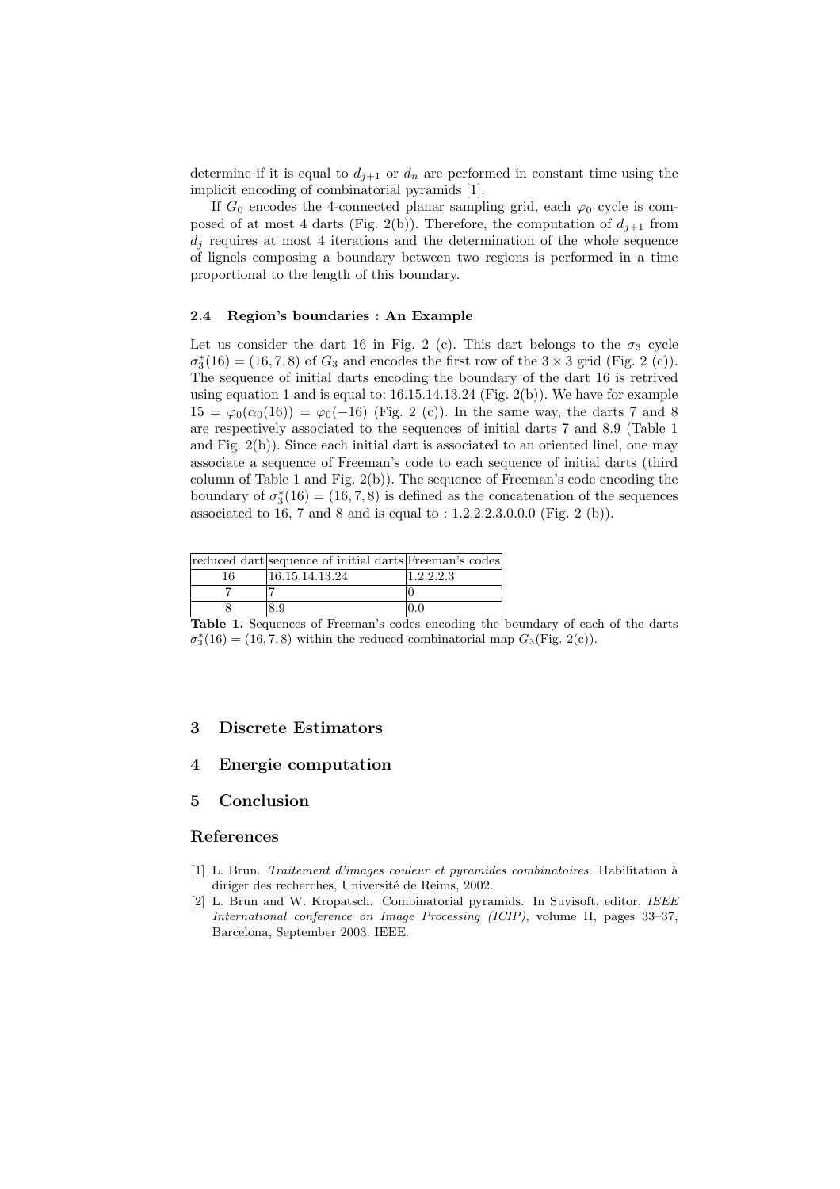determine if it is equal to $d_{j+1}$ or $d_n$ are performed in constant time using the implicit encoding of combinatorial pyramids [1].

If $G_0$ encodes the 4-connected planar sampling grid, each $\varphi_0$ cycle is composed of at most 4 darts (Fig. 2(b)). Therefore, the computation of $d_{j+1}$ from $d_j$ requires at most 4 iterations and the determination of the whole sequence of lignels composing a boundary between two regions is performed in a time proportional to the length of this boundary.

### 2.4 Region's boundaries : An Example

Let us consider the dart 16 in Fig. 2 (c). This dart belongs to the $\sigma_3$ cycle $\sigma_3^*(16) = (16, 7, 8)$ of $G_3$ and encodes the first row of the $3 \times 3$ grid (Fig. 2 (c)). The sequence of initial darts encoding the boundary of the dart 16 is retrived using equation 1 and is equal to: 16.15.14.13.24 (Fig. 2(b)). We have for example $15 = \varphi_0(\alpha_0(16)) = \varphi_0(-16)$ (Fig. 2 (c)). In the same way, the darts 7 and 8 are respectively associated to the sequences of initial darts 7 and 8.9 (Table 1 and Fig. 2(b)). Since each initial dart is associated to an oriented linel, one may associate a sequence of Freeman's code to each sequence of initial darts (third column of Table 1 and Fig. 2(b)). The sequence of Freeman's code encoding the boundary of $\sigma_3^*(16) = (16, 7, 8)$ is defined as the concatenation of the sequences associated to 16, 7 and 8 and is equal to : 1.2.2.2.3.0.0.0 (Fig. 2 (b)).

| reduced dart | sequence of initial darts | Freeman's codes |
|---|---|---|
| 16 | 16.15.14.13.24 | 1.2.2.2.3 |
| 7 | 7 | 0 |
| 8 | 8.9 | 0.0 |

**Table 1.** Sequences of Freeman's codes encoding the boundary of each of the darts $\sigma_3^*(16) = (16, 7, 8)$ within the reduced combinatorial map $G_3$(Fig. 2(c)).

## 3 Discrete Estimators

## 4 Energie computation

## 5 Conclusion

## References

[1] L. Brun. *Traitement d'images couleur et pyramides combinatoires*. Habilitation à diriger des recherches, Université de Reims, 2002.

[2] L. Brun and W. Kropatsch. Combinatorial pyramids. In Suvisoft, editor, *IEEE International conference on Image Processing (ICIP)*, volume II, pages 33–37, Barcelona, September 2003. IEEE.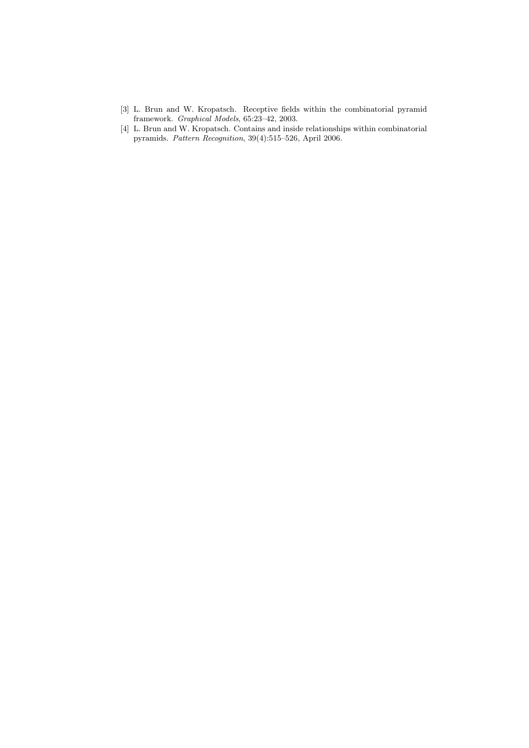[3] L. Brun and W. Kropatsch. Receptive fields within the combinatorial pyramid framework. *Graphical Models*, 65:23–42, 2003.

[4] L. Brun and W. Kropatsch. Contains and inside relationships within combinatorial pyramids. *Pattern Recognition*, 39(4):515–526, April 2006.